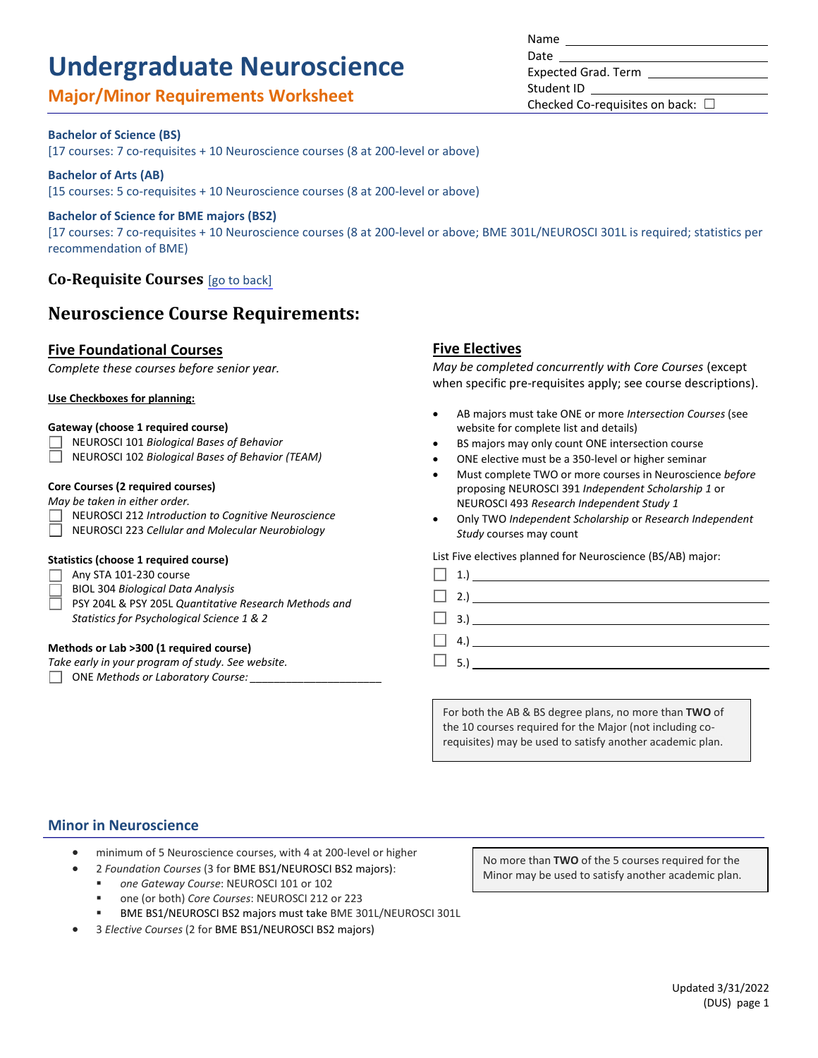# Undergraduate Neuroscience

## Major/Minor Requirements Worksheet

Name \_\_\_\_\_\_\_\_\_\_\_\_\_\_\_\_\_\_\_\_\_\_\_\_

Date \_\_\_\_\_\_\_\_\_\_\_\_\_\_\_\_\_\_\_\_\_\_\_\_

Expected Grad. Term \_\_\_\_\_\_\_\_\_\_\_\_\_\_\_\_

Student ID \_\_\_\_\_\_\_\_\_\_\_\_\_\_\_\_\_\_\_\_

Checked Co-requisites on back: ☐

**Bachelor of Science (BS)**
[17 courses: 7 co-requisites + 10 Neuroscience courses (8 at 200-level or above)

**Bachelor of Arts (AB)**
[15 courses: 5 co-requisites + 10 Neuroscience courses (8 at 200-level or above)

**Bachelor of Science for BME majors (BS2)**
[17 courses: 7 co-requisites + 10 Neuroscience courses (8 at 200-level or above; BME 301L/NEUROSCI 301L is required; statistics per recommendation of BME)

### Co-Requisite Courses [go to back]

## Neuroscience Course Requirements:

### Five Foundational Courses

*Complete these courses before senior year.*

**Use Checkboxes for planning:**

**Gateway (choose 1 required course)**

- ☐ NEUROSCI 101 *Biological Bases of Behavior*
- ☐ NEUROSCI 102 *Biological Bases of Behavior (TEAM)*

**Core Courses (2 required courses)**
*May be taken in either order.*

- ☐ NEUROSCI 212 *Introduction to Cognitive Neuroscience*
- ☐ NEUROSCI 223 *Cellular and Molecular Neurobiology*

**Statistics (choose 1 required course)**

- ☐ Any STA 101-230 course
- ☐ BIOL 304 *Biological Data Analysis*
- ☐ PSY 204L & PSY 205L *Quantitative Research Methods and Statistics for Psychological Science 1 & 2*

**Methods or Lab >300 (1 required course)**
*Take early in your program of study. See website.*

- ☐ ONE *Methods or Laboratory Course:* \_\_\_\_\_\_\_\_\_\_\_\_\_\_\_\_\_\_\_\_\_\_

### Five Electives

*May be completed concurrently with Core Courses* (except when specific pre-requisites apply; see course descriptions).

- AB majors must take ONE or more *Intersection Courses* (see website for complete list and details)
- BS majors may only count ONE intersection course
- ONE elective must be a 350-level or higher seminar
- Must complete TWO or more courses in Neuroscience *before* proposing NEUROSCI 391 *Independent Scholarship 1* or NEUROSCI 493 *Research Independent Study 1*
- Only TWO *Independent Scholarship* or *Research Independent Study* courses may count

List Five electives planned for Neuroscience (BS/AB) major:

- ☐ 1.) \_\_\_\_\_\_\_\_\_\_\_\_\_\_\_\_\_\_\_\_\_\_\_\_\_\_\_\_
- ☐ 2.) \_\_\_\_\_\_\_\_\_\_\_\_\_\_\_\_\_\_\_\_\_\_\_\_\_\_\_\_
- ☐ 3.) \_\_\_\_\_\_\_\_\_\_\_\_\_\_\_\_\_\_\_\_\_\_\_\_\_\_\_\_
- ☐ 4.) \_\_\_\_\_\_\_\_\_\_\_\_\_\_\_\_\_\_\_\_\_\_\_\_\_\_\_\_
- ☐ 5.) \_\_\_\_\_\_\_\_\_\_\_\_\_\_\_\_\_\_\_\_\_\_\_\_\_\_\_\_

> For both the AB & BS degree plans, no more than **TWO** of the 10 courses required for the Major (not including co-requisites) may be used to satisfy another academic plan.

## Minor in Neuroscience

- minimum of 5 Neuroscience courses, with 4 at 200-level or higher
- 2 *Foundation Courses* (3 for BME BS1/NEUROSCI BS2 majors):
  - *one Gateway Course*: NEUROSCI 101 or 102
  - one (or both) *Core Courses*: NEUROSCI 212 or 223
  - BME BS1/NEUROSCI BS2 majors must take BME 301L/NEUROSCI 301L
- 3 *Elective Courses* (2 for BME BS1/NEUROSCI BS2 majors)

> No more than **TWO** of the 5 courses required for the Minor may be used to satisfy another academic plan.

Updated 3/31/2022
(DUS)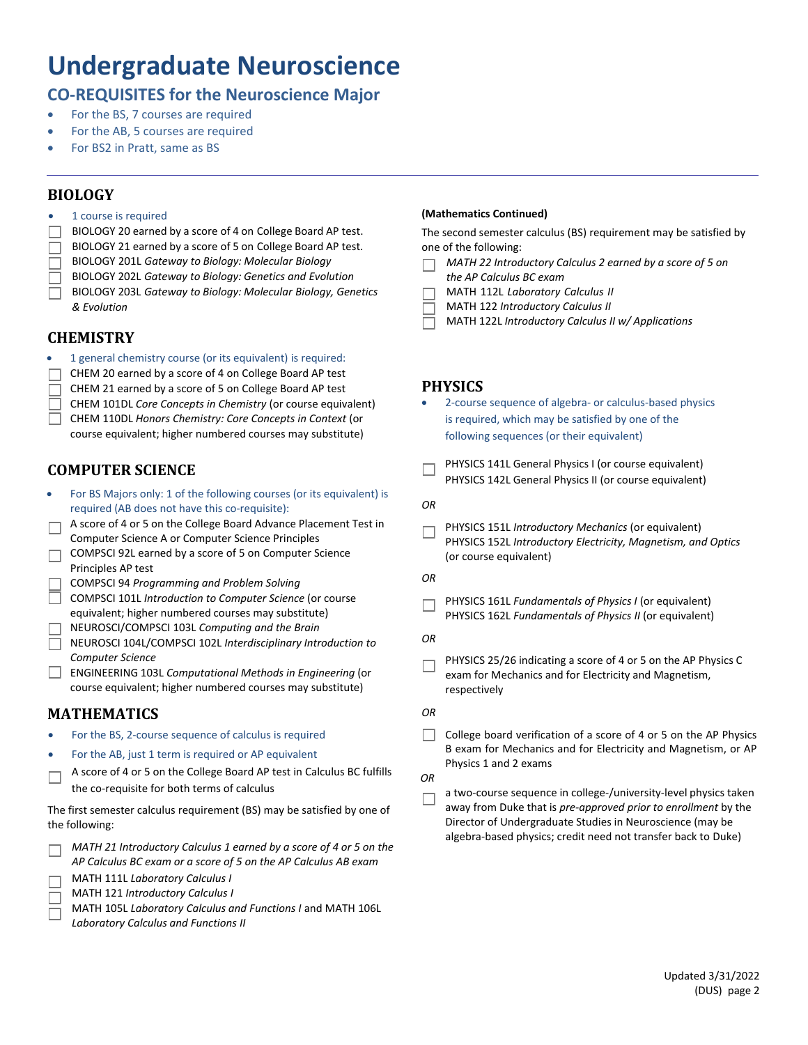# Undergraduate Neuroscience

## CO-REQUISITES for the Neuroscience Major

- For the BS, 7 courses are required
- For the AB, 5 courses are required
- For BS2 in Pratt, same as BS

---

### BIOLOGY

- 1 course is required
- ☐ BIOLOGY 20 earned by a score of 4 on College Board AP test.
- ☐ BIOLOGY 21 earned by a score of 5 on College Board AP test.
- ☐ BIOLOGY 201L *Gateway to Biology: Molecular Biology*
- ☐ BIOLOGY 202L *Gateway to Biology: Genetics and Evolution*
- ☐ BIOLOGY 203L *Gateway to Biology: Molecular Biology, Genetics & Evolution*

### CHEMISTRY

- 1 general chemistry course (or its equivalent) is required:
- ☐ CHEM 20 earned by a score of 4 on College Board AP test
- ☐ CHEM 21 earned by a score of 5 on College Board AP test
- ☐ CHEM 101DL *Core Concepts in Chemistry* (or course equivalent)
- ☐ CHEM 110DL *Honors Chemistry: Core Concepts in Context* (or course equivalent; higher numbered courses may substitute)

### COMPUTER SCIENCE

- For BS Majors only: 1 of the following courses (or its equivalent) is required (AB does not have this co-requisite):
- ☐ A score of 4 or 5 on the College Board Advance Placement Test in Computer Science A or Computer Science Principles
- ☐ COMPSCI 92L earned by a score of 5 on Computer Science Principles AP test
- ☐ COMPSCI 94 *Programming and Problem Solving*
- ☐ COMPSCI 101L *Introduction to Computer Science* (or course equivalent; higher numbered courses may substitute)
- ☐ NEUROSCI/COMPSCI 103L *Computing and the Brain*
- ☐ NEUROSCI 104L/COMPSCI 102L *Interdisciplinary Introduction to Computer Science*
- ☐ ENGINEERING 103L *Computational Methods in Engineering* (or course equivalent; higher numbered courses may substitute)

### MATHEMATICS

- For the BS, 2-course sequence of calculus is required
- For the AB, just 1 term is required or AP equivalent
- ☐ A score of 4 or 5 on the College Board AP test in Calculus BC fulfills the co-requisite for both terms of calculus

The first semester calculus requirement (BS) may be satisfied by one of the following:

- ☐ *MATH 21 Introductory Calculus 1 earned by a score of 4 or 5 on the AP Calculus BC exam or a score of 5 on the AP Calculus AB exam*
- ☐ MATH 111L *Laboratory Calculus I*
- ☐ MATH 121 *Introductory Calculus I*
- ☐ MATH 105L *Laboratory Calculus and Functions I* and MATH 106L *Laboratory Calculus and Functions II*

**(Mathematics Continued)**

The second semester calculus (BS) requirement may be satisfied by one of the following:

- ☐ *MATH 22 Introductory Calculus 2 earned by a score of 5 on the AP Calculus BC exam*
- ☐ MATH 112L *Laboratory Calculus II*
- ☐ MATH 122 *Introductory Calculus II*
- ☐ MATH 122L *Introductory Calculus II w/ Applications*

### PHYSICS

- 2-course sequence of algebra- or calculus-based physics is required, which may be satisfied by one of the following sequences (or their equivalent)

☐ PHYSICS 141L General Physics I (or course equivalent)
PHYSICS 142L General Physics II (or course equivalent)

*OR*

☐ PHYSICS 151L *Introductory Mechanics* (or equivalent)
PHYSICS 152L *Introductory Electricity, Magnetism, and Optics* (or course equivalent)

*OR*

☐ PHYSICS 161L *Fundamentals of Physics I* (or equivalent)
PHYSICS 162L *Fundamentals of Physics II* (or equivalent)

*OR*

☐ PHYSICS 25/26 indicating a score of 4 or 5 on the AP Physics C exam for Mechanics and for Electricity and Magnetism, respectively

*OR*

☐ College board verification of a score of 4 or 5 on the AP Physics B exam for Mechanics and for Electricity and Magnetism, or AP Physics 1 and 2 exams

*OR*

☐ a two-course sequence in college-/university-level physics taken away from Duke that is *pre-approved prior to enrollment* by the Director of Undergraduate Studies in Neuroscience (may be algebra-based physics; credit need not transfer back to Duke)

Updated 3/31/2022
(DUS)